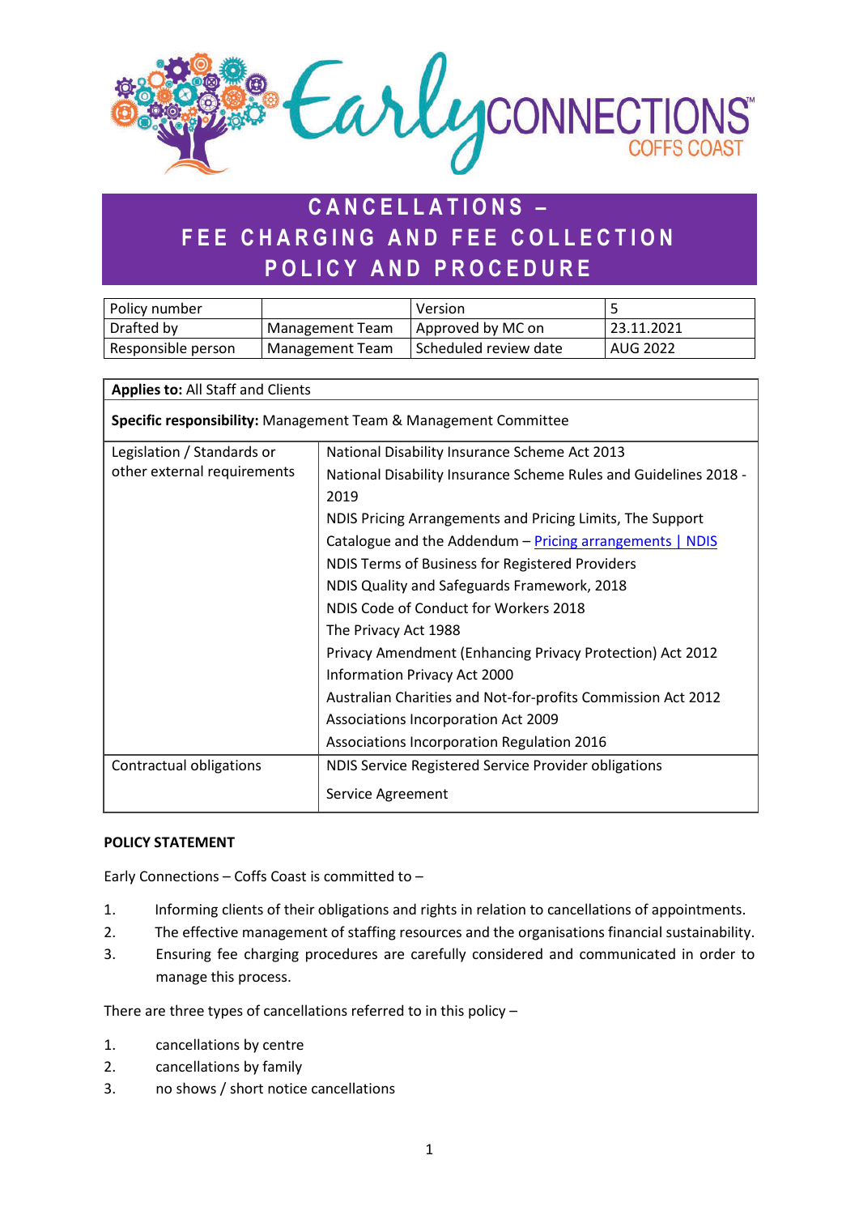# CANCELLATIONS – FEE CHARGING AND FEE COLLECTION POLICY AND PROCEDURE

| Policy number | | Version | 5 |
|---|---|---|---|
| Drafted by | Management Team | Approved by MC on | 23.11.2021 |
| Responsible person | Management Team | Scheduled review date | AUG 2022 |

| **Applies to:** All Staff and Clients | |
|---|---|
| **Specific responsibility:** Management Team & Management Committee | |
| Legislation / Standards or other external requirements | National Disability Insurance Scheme Act 2013<br>National Disability Insurance Scheme Rules and Guidelines 2018 - 2019<br>NDIS Pricing Arrangements and Pricing Limits, The Support Catalogue and the Addendum – [Pricing arrangements \| NDIS]<br>NDIS Terms of Business for Registered Providers<br>NDIS Quality and Safeguards Framework, 2018<br>NDIS Code of Conduct for Workers 2018<br>The Privacy Act 1988<br>Privacy Amendment (Enhancing Privacy Protection) Act 2012<br>Information Privacy Act 2000<br>Australian Charities and Not-for-profits Commission Act 2012<br>Associations Incorporation Act 2009<br>Associations Incorporation Regulation 2016 |
| Contractual obligations | NDIS Service Registered Service Provider obligations<br>Service Agreement |

**POLICY STATEMENT**

Early Connections – Coffs Coast is committed to –

1. Informing clients of their obligations and rights in relation to cancellations of appointments.
2. The effective management of staffing resources and the organisations financial sustainability.
3. Ensuring fee charging procedures are carefully considered and communicated in order to manage this process.

There are three types of cancellations referred to in this policy –

1. cancellations by centre
2. cancellations by family
3. no shows / short notice cancellations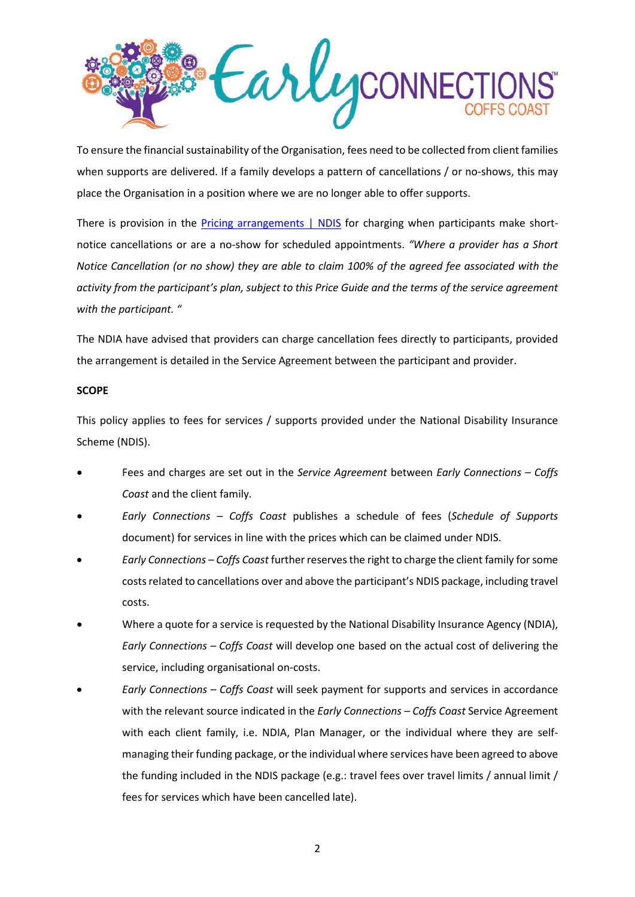To ensure the financial sustainability of the Organisation, fees need to be collected from client families when supports are delivered. If a family develops a pattern of cancellations / or no-shows, this may place the Organisation in a position where we are no longer able to offer supports.

There is provision in the [Pricing arrangements | NDIS]() for charging when participants make short-notice cancellations or are a no-show for scheduled appointments. *"Where a provider has a Short Notice Cancellation (or no show) they are able to claim 100% of the agreed fee associated with the activity from the participant's plan, subject to this Price Guide and the terms of the service agreement with the participant. "*

The NDIA have advised that providers can charge cancellation fees directly to participants, provided the arrangement is detailed in the Service Agreement between the participant and provider.

**SCOPE**

This policy applies to fees for services / supports provided under the National Disability Insurance Scheme (NDIS).

- Fees and charges are set out in the *Service Agreement* between *Early Connections – Coffs Coast* and the client family.
- *Early Connections – Coffs Coast* publishes a schedule of fees (*Schedule of Supports* document) for services in line with the prices which can be claimed under NDIS.
- *Early Connections – Coffs Coast* further reserves the right to charge the client family for some costs related to cancellations over and above the participant's NDIS package, including travel costs.
- Where a quote for a service is requested by the National Disability Insurance Agency (NDIA), *Early Connections – Coffs Coast* will develop one based on the actual cost of delivering the service, including organisational on-costs.
- *Early Connections – Coffs Coast* will seek payment for supports and services in accordance with the relevant source indicated in the *Early Connections – Coffs Coast* Service Agreement with each client family, i.e. NDIA, Plan Manager, or the individual where they are self-managing their funding package, or the individual where services have been agreed to above the funding included in the NDIS package (e.g.: travel fees over travel limits / annual limit / fees for services which have been cancelled late).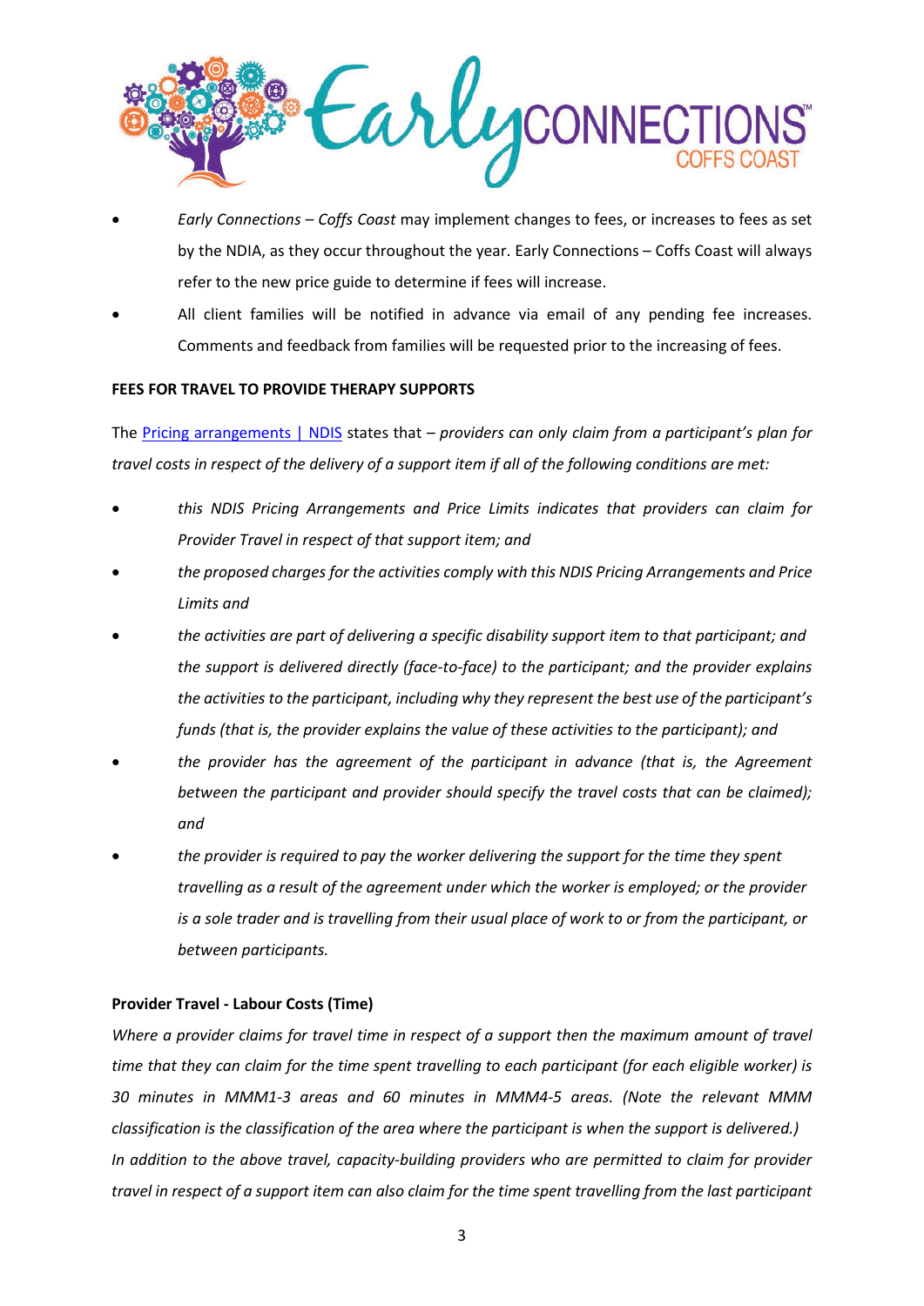- *Early Connections – Coffs Coast* may implement changes to fees, or increases to fees as set by the NDIA, as they occur throughout the year. Early Connections – Coffs Coast will always refer to the new price guide to determine if fees will increase.
- All client families will be notified in advance via email of any pending fee increases. Comments and feedback from families will be requested prior to the increasing of fees.

**FEES FOR TRAVEL TO PROVIDE THERAPY SUPPORTS**

The [Pricing arrangements | NDIS] states that – *providers can only claim from a participant's plan for travel costs in respect of the delivery of a support item if all of the following conditions are met:*

- *this NDIS Pricing Arrangements and Price Limits indicates that providers can claim for Provider Travel in respect of that support item; and*
- *the proposed charges for the activities comply with this NDIS Pricing Arrangements and Price Limits and*
- *the activities are part of delivering a specific disability support item to that participant; and the support is delivered directly (face-to-face) to the participant; and the provider explains the activities to the participant, including why they represent the best use of the participant's funds (that is, the provider explains the value of these activities to the participant); and*
- *the provider has the agreement of the participant in advance (that is, the Agreement between the participant and provider should specify the travel costs that can be claimed); and*
- *the provider is required to pay the worker delivering the support for the time they spent travelling as a result of the agreement under which the worker is employed; or the provider is a sole trader and is travelling from their usual place of work to or from the participant, or between participants.*

**Provider Travel - Labour Costs (Time)**

*Where a provider claims for travel time in respect of a support then the maximum amount of travel time that they can claim for the time spent travelling to each participant (for each eligible worker) is 30 minutes in MMM1-3 areas and 60 minutes in MMM4-5 areas. (Note the relevant MMM classification is the classification of the area where the participant is when the support is delivered.) In addition to the above travel, capacity-building providers who are permitted to claim for provider travel in respect of a support item can also claim for the time spent travelling from the last participant*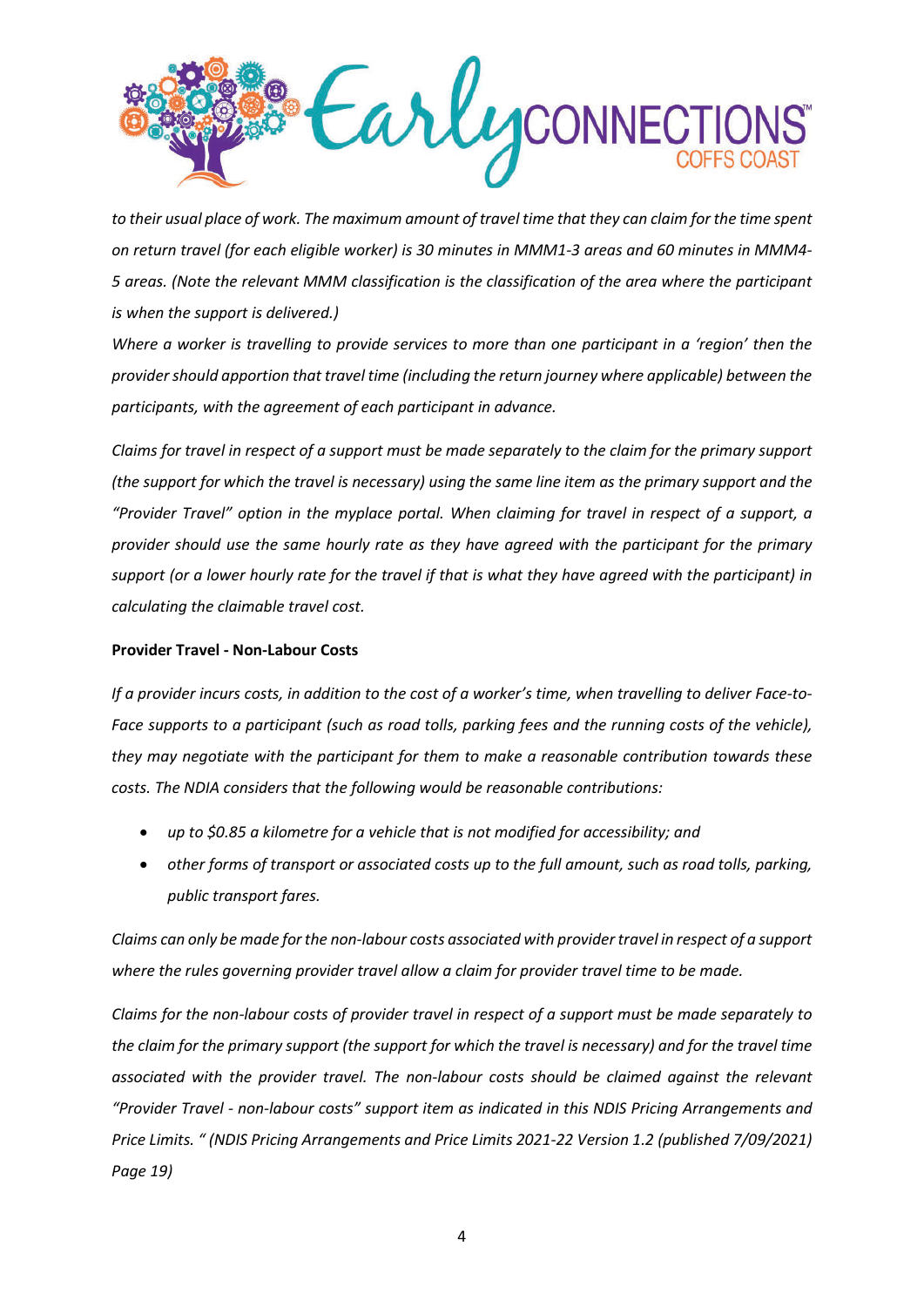*to their usual place of work. The maximum amount of travel time that they can claim for the time spent on return travel (for each eligible worker) is 30 minutes in MMM1-3 areas and 60 minutes in MMM4-5 areas. (Note the relevant MMM classification is the classification of the area where the participant is when the support is delivered.)*

*Where a worker is travelling to provide services to more than one participant in a 'region' then the provider should apportion that travel time (including the return journey where applicable) between the participants, with the agreement of each participant in advance.*

*Claims for travel in respect of a support must be made separately to the claim for the primary support (the support for which the travel is necessary) using the same line item as the primary support and the "Provider Travel" option in the myplace portal. When claiming for travel in respect of a support, a provider should use the same hourly rate as they have agreed with the participant for the primary support (or a lower hourly rate for the travel if that is what they have agreed with the participant) in calculating the claimable travel cost.*

**Provider Travel - Non-Labour Costs**

*If a provider incurs costs, in addition to the cost of a worker's time, when travelling to deliver Face-to-Face supports to a participant (such as road tolls, parking fees and the running costs of the vehicle), they may negotiate with the participant for them to make a reasonable contribution towards these costs. The NDIA considers that the following would be reasonable contributions:*

- *up to $0.85 a kilometre for a vehicle that is not modified for accessibility; and*
- *other forms of transport or associated costs up to the full amount, such as road tolls, parking, public transport fares.*

*Claims can only be made for the non-labour costs associated with provider travel in respect of a support where the rules governing provider travel allow a claim for provider travel time to be made.*

*Claims for the non-labour costs of provider travel in respect of a support must be made separately to the claim for the primary support (the support for which the travel is necessary) and for the travel time associated with the provider travel. The non-labour costs should be claimed against the relevant "Provider Travel - non-labour costs" support item as indicated in this NDIS Pricing Arrangements and Price Limits. " (NDIS Pricing Arrangements and Price Limits 2021-22 Version 1.2 (published 7/09/2021) Page 19)*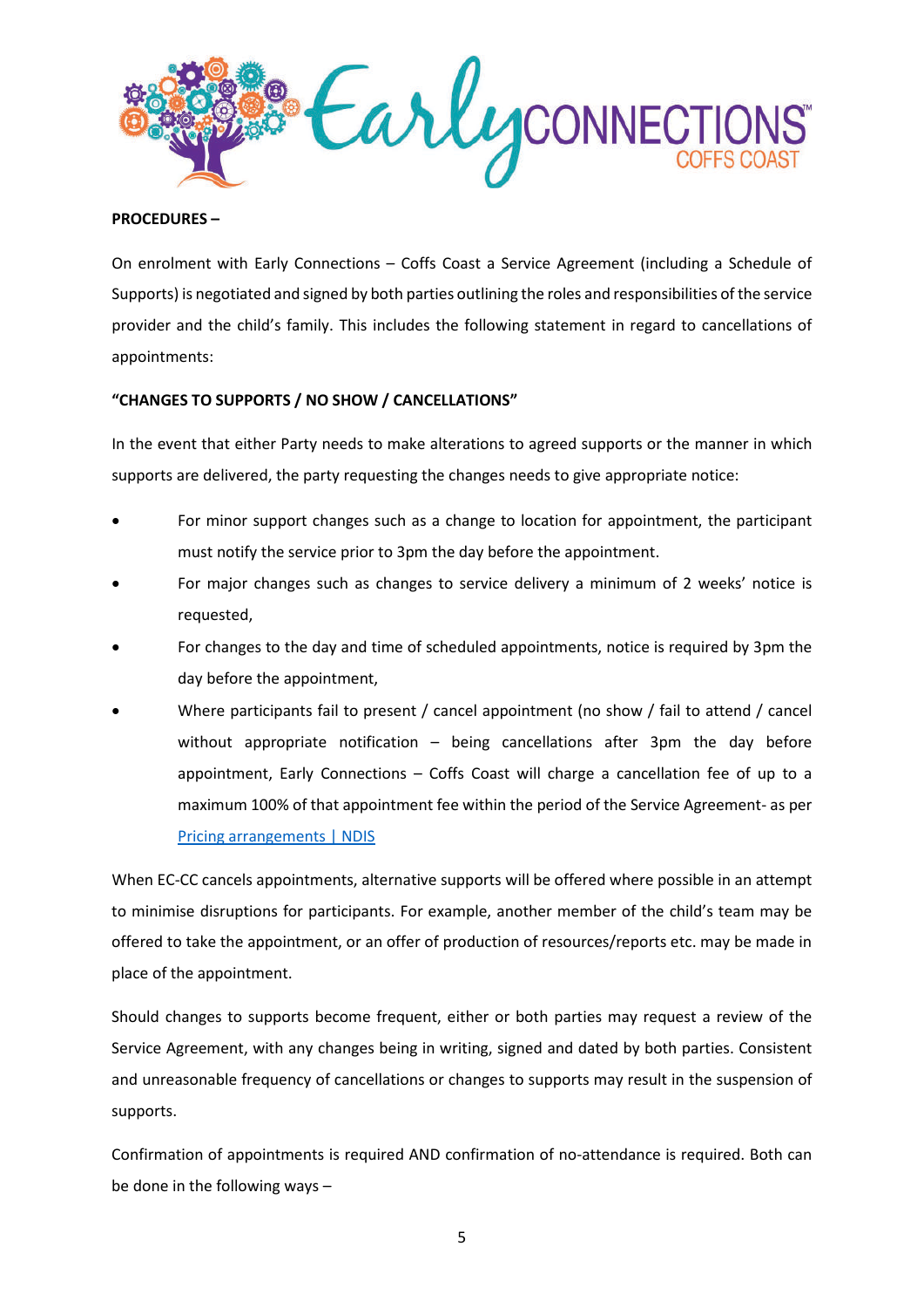**PROCEDURES –**

On enrolment with Early Connections – Coffs Coast a Service Agreement (including a Schedule of Supports) is negotiated and signed by both parties outlining the roles and responsibilities of the service provider and the child's family. This includes the following statement in regard to cancellations of appointments:

**"CHANGES TO SUPPORTS / NO SHOW / CANCELLATIONS"**

In the event that either Party needs to make alterations to agreed supports or the manner in which supports are delivered, the party requesting the changes needs to give appropriate notice:

- For minor support changes such as a change to location for appointment, the participant must notify the service prior to 3pm the day before the appointment.
- For major changes such as changes to service delivery a minimum of 2 weeks' notice is requested,
- For changes to the day and time of scheduled appointments, notice is required by 3pm the day before the appointment,
- Where participants fail to present / cancel appointment (no show / fail to attend / cancel without appropriate notification – being cancellations after 3pm the day before appointment, Early Connections – Coffs Coast will charge a cancellation fee of up to a maximum 100% of that appointment fee within the period of the Service Agreement- as per [Pricing arrangements | NDIS]

When EC-CC cancels appointments, alternative supports will be offered where possible in an attempt to minimise disruptions for participants. For example, another member of the child's team may be offered to take the appointment, or an offer of production of resources/reports etc. may be made in place of the appointment.

Should changes to supports become frequent, either or both parties may request a review of the Service Agreement, with any changes being in writing, signed and dated by both parties. Consistent and unreasonable frequency of cancellations or changes to supports may result in the suspension of supports.

Confirmation of appointments is required AND confirmation of no-attendance is required. Both can be done in the following ways –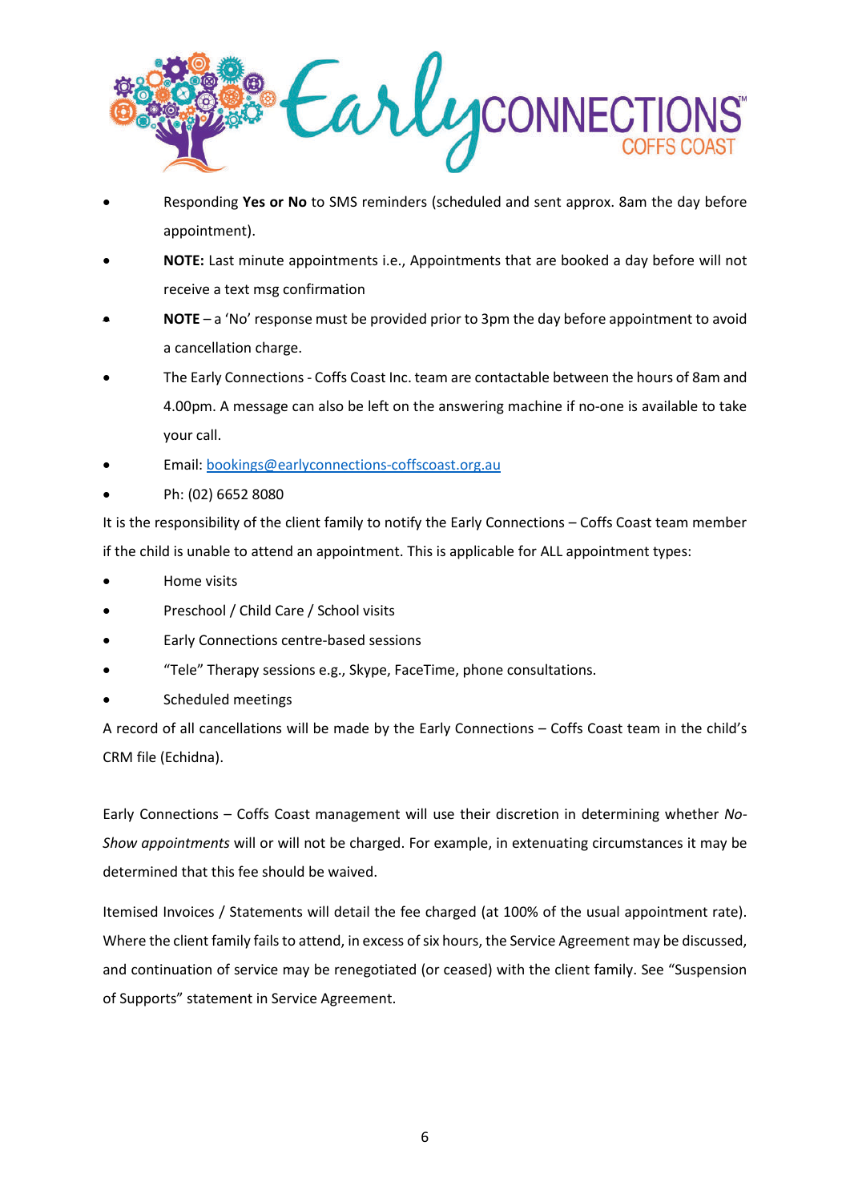- Responding **Yes or No** to SMS reminders (scheduled and sent approx. 8am the day before appointment).
- **NOTE:** Last minute appointments i.e., Appointments that are booked a day before will not receive a text msg confirmation
- **NOTE** – a 'No' response must be provided prior to 3pm the day before appointment to avoid a cancellation charge.
- The Early Connections - Coffs Coast Inc. team are contactable between the hours of 8am and 4.00pm. A message can also be left on the answering machine if no-one is available to take your call.
- Email: bookings@earlyconnections-coffscoast.org.au
- Ph: (02) 6652 8080

It is the responsibility of the client family to notify the Early Connections – Coffs Coast team member if the child is unable to attend an appointment. This is applicable for ALL appointment types:

- Home visits
- Preschool / Child Care / School visits
- Early Connections centre-based sessions
- "Tele" Therapy sessions e.g., Skype, FaceTime, phone consultations.
- Scheduled meetings

A record of all cancellations will be made by the Early Connections – Coffs Coast team in the child's CRM file (Echidna).

Early Connections – Coffs Coast management will use their discretion in determining whether *No-Show appointments* will or will not be charged. For example, in extenuating circumstances it may be determined that this fee should be waived.

Itemised Invoices / Statements will detail the fee charged (at 100% of the usual appointment rate). Where the client family fails to attend, in excess of six hours, the Service Agreement may be discussed, and continuation of service may be renegotiated (or ceased) with the client family. See "Suspension of Supports" statement in Service Agreement.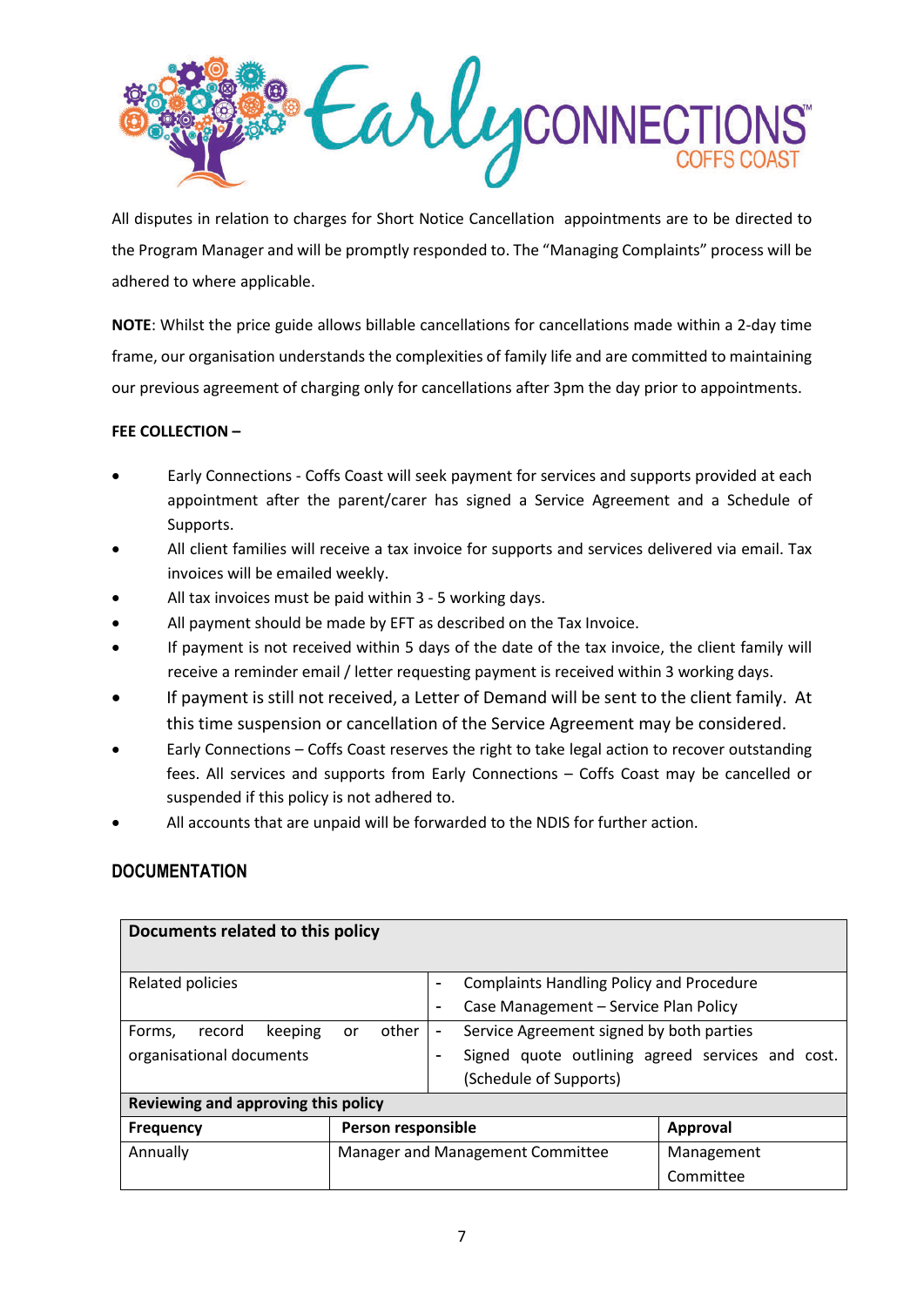All disputes in relation to charges for Short Notice Cancellation appointments are to be directed to the Program Manager and will be promptly responded to. The "Managing Complaints" process will be adhered to where applicable.

**NOTE**: Whilst the price guide allows billable cancellations for cancellations made within a 2-day time frame, our organisation understands the complexities of family life and are committed to maintaining our previous agreement of charging only for cancellations after 3pm the day prior to appointments.

**FEE COLLECTION –**

- Early Connections - Coffs Coast will seek payment for services and supports provided at each appointment after the parent/carer has signed a Service Agreement and a Schedule of Supports.
- All client families will receive a tax invoice for supports and services delivered via email. Tax invoices will be emailed weekly.
- All tax invoices must be paid within 3 - 5 working days.
- All payment should be made by EFT as described on the Tax Invoice.
- If payment is not received within 5 days of the date of the tax invoice, the client family will receive a reminder email / letter requesting payment is received within 3 working days.
- If payment is still not received, a Letter of Demand will be sent to the client family. At this time suspension or cancellation of the Service Agreement may be considered.
- Early Connections – Coffs Coast reserves the right to take legal action to recover outstanding fees. All services and supports from Early Connections – Coffs Coast may be cancelled or suspended if this policy is not adhered to.
- All accounts that are unpaid will be forwarded to the NDIS for further action.

## DOCUMENTATION

| **Documents related to this policy** | | |
|---|---|---|
| Related policies | - Complaints Handling Policy and Procedure<br>- Case Management – Service Plan Policy | |
| Forms, record keeping or other organisational documents | - Service Agreement signed by both parties<br>- Signed quote outlining agreed services and cost. (Schedule of Supports) | |
| **Reviewing and approving this policy** | | |
| **Frequency** | **Person responsible** | **Approval** |
| Annually | Manager and Management Committee | Management Committee |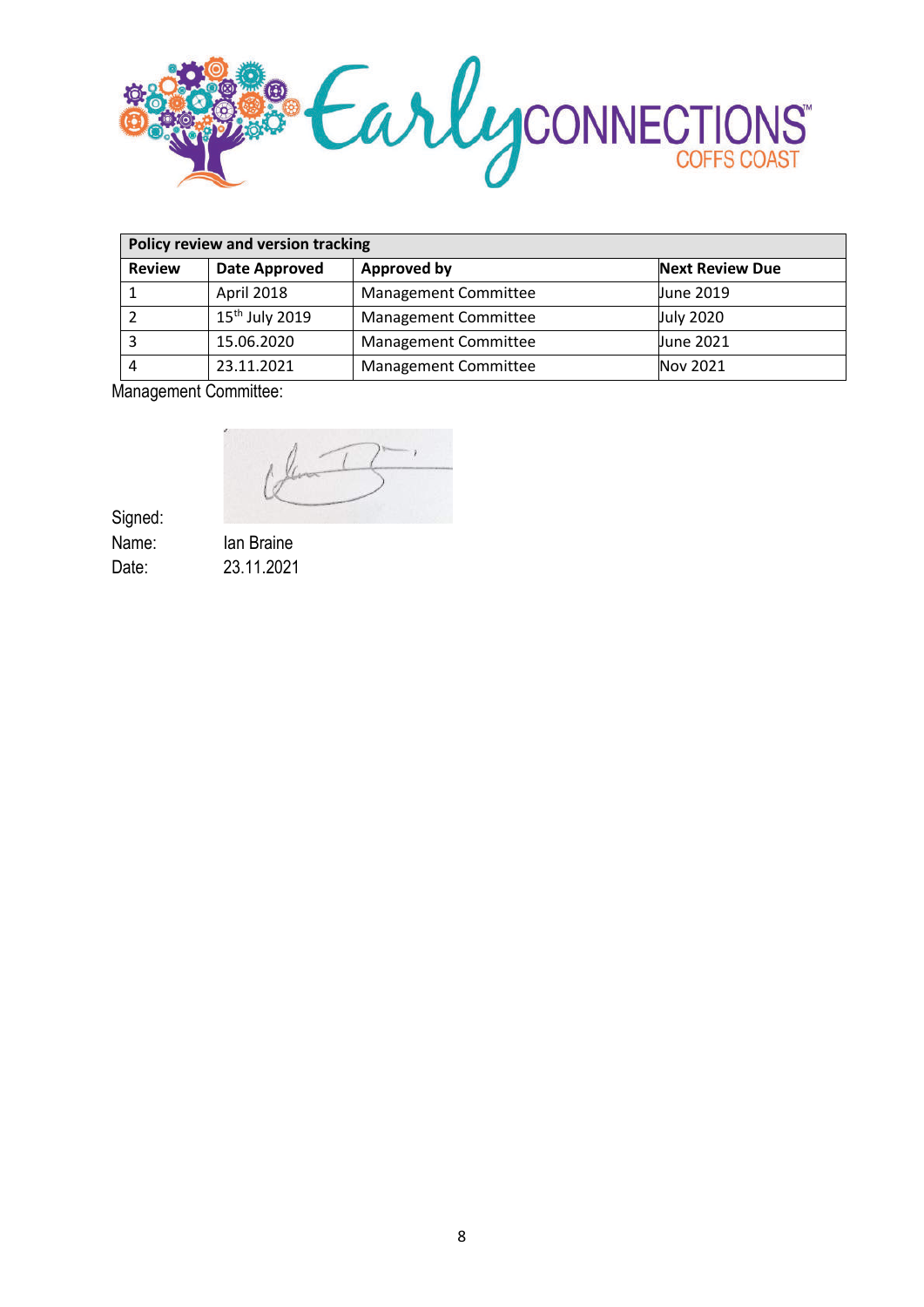| Policy review and version tracking | | | |
|---|---|---|---|
| **Review** | **Date Approved** | **Approved by** | **Next Review Due** |
| 1 | April 2018 | Management Committee | June 2019 |
| 2 | 15th July 2019 | Management Committee | July 2020 |
| 3 | 15.06.2020 | Management Committee | June 2021 |
| 4 | 23.11.2021 | Management Committee | Nov 2021 |

Management Committee:

Signed:

Name: Ian Braine

Date: 23.11.2021